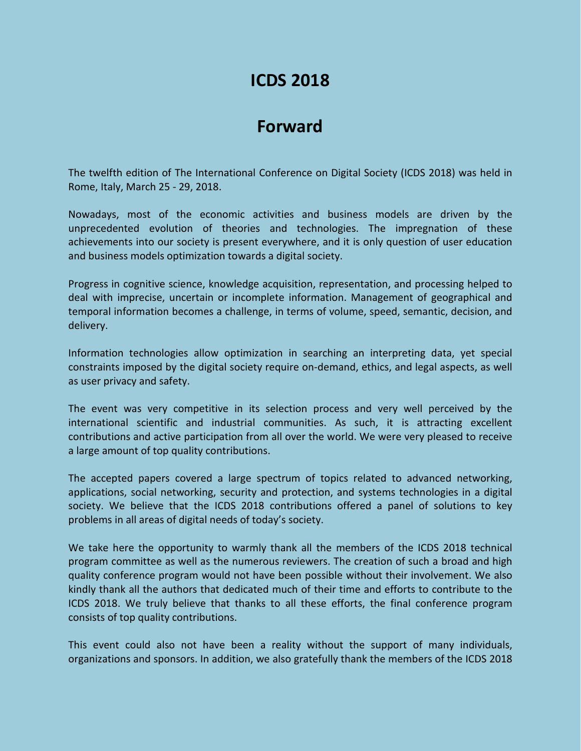# ICDS 2018

# Forward

The twelfth edition of The International Conference on Digital Society (ICDS 2018) was held in Rome, Italy, March 25 - 29, 2018.

Nowadays, most of the economic activities and business models are driven by the unprecedented evolution of theories and technologies. The impregnation of these achievements into our society is present everywhere, and it is only question of user education and business models optimization towards a digital society.

Progress in cognitive science, knowledge acquisition, representation, and processing helped to deal with imprecise, uncertain or incomplete information. Management of geographical and temporal information becomes a challenge, in terms of volume, speed, semantic, decision, and delivery.

Information technologies allow optimization in searching an interpreting data, yet special constraints imposed by the digital society require on-demand, ethics, and legal aspects, as well as user privacy and safety.

The event was very competitive in its selection process and very well perceived by the international scientific and industrial communities. As such, it is attracting excellent contributions and active participation from all over the world. We were very pleased to receive a large amount of top quality contributions.

The accepted papers covered a large spectrum of topics related to advanced networking, applications, social networking, security and protection, and systems technologies in a digital society. We believe that the ICDS 2018 contributions offered a panel of solutions to key problems in all areas of digital needs of today's society.

We take here the opportunity to warmly thank all the members of the ICDS 2018 technical program committee as well as the numerous reviewers. The creation of such a broad and high quality conference program would not have been possible without their involvement. We also kindly thank all the authors that dedicated much of their time and efforts to contribute to the ICDS 2018. We truly believe that thanks to all these efforts, the final conference program consists of top quality contributions.

This event could also not have been a reality without the support of many individuals, organizations and sponsors. In addition, we also gratefully thank the members of the ICDS 2018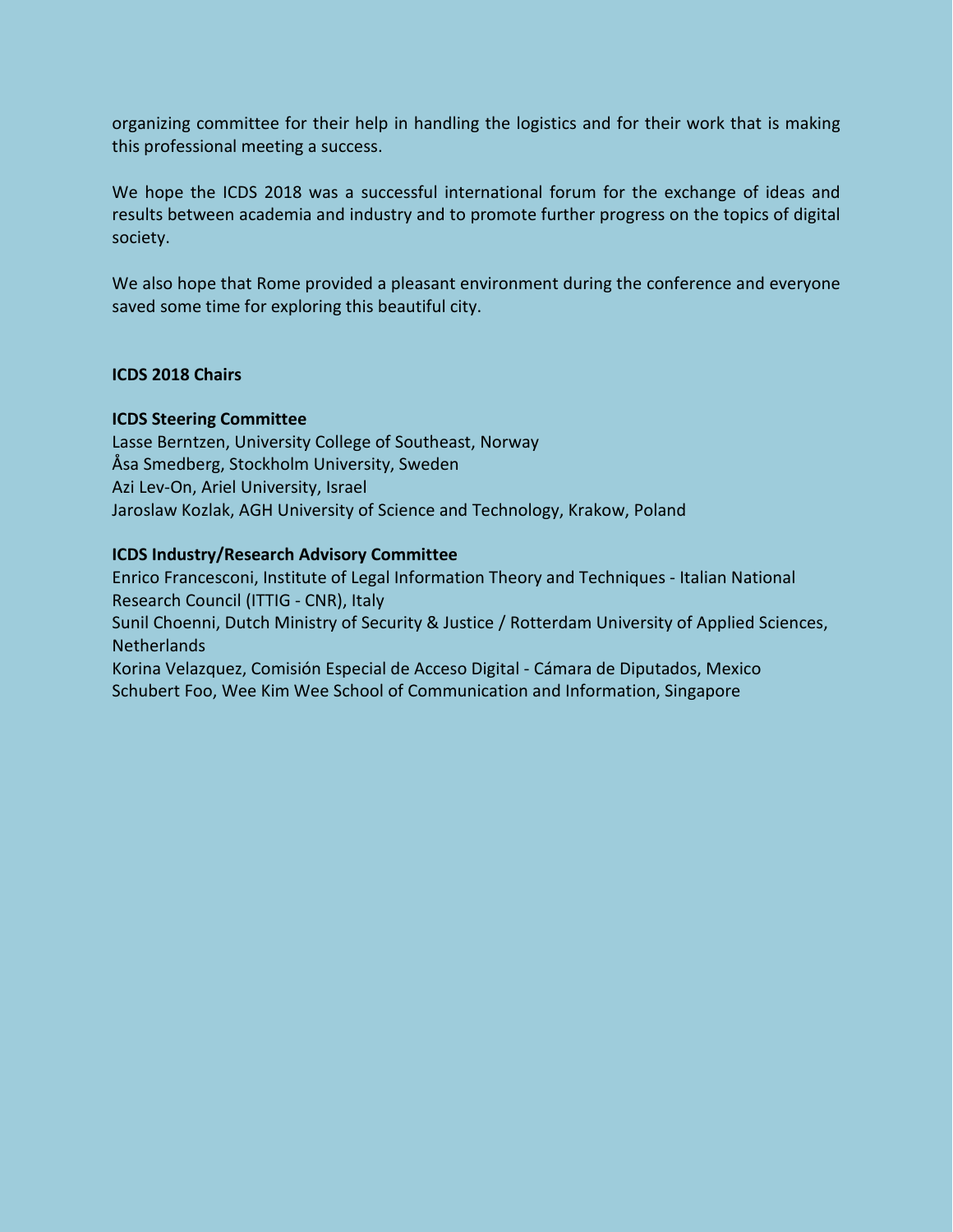organizing committee for their help in handling the logistics and for their work that is making this professional meeting a success.

We hope the ICDS 2018 was a successful international forum for the exchange of ideas and results between academia and industry and to promote further progress on the topics of digital society.

We also hope that Rome provided a pleasant environment during the conference and everyone saved some time for exploring this beautiful city.

**ICDS 2018 Chairs**

**ICDS Steering Committee**
Lasse Berntzen, University College of Southeast, Norway
Åsa Smedberg, Stockholm University, Sweden
Azi Lev-On, Ariel University, Israel
Jaroslaw Kozlak, AGH University of Science and Technology, Krakow, Poland

**ICDS Industry/Research Advisory Committee**
Enrico Francesconi, Institute of Legal Information Theory and Techniques - Italian National Research Council (ITTIG - CNR), Italy
Sunil Choenni, Dutch Ministry of Security & Justice / Rotterdam University of Applied Sciences, Netherlands
Korina Velazquez, Comisión Especial de Acceso Digital - Cámara de Diputados, Mexico
Schubert Foo, Wee Kim Wee School of Communication and Information, Singapore